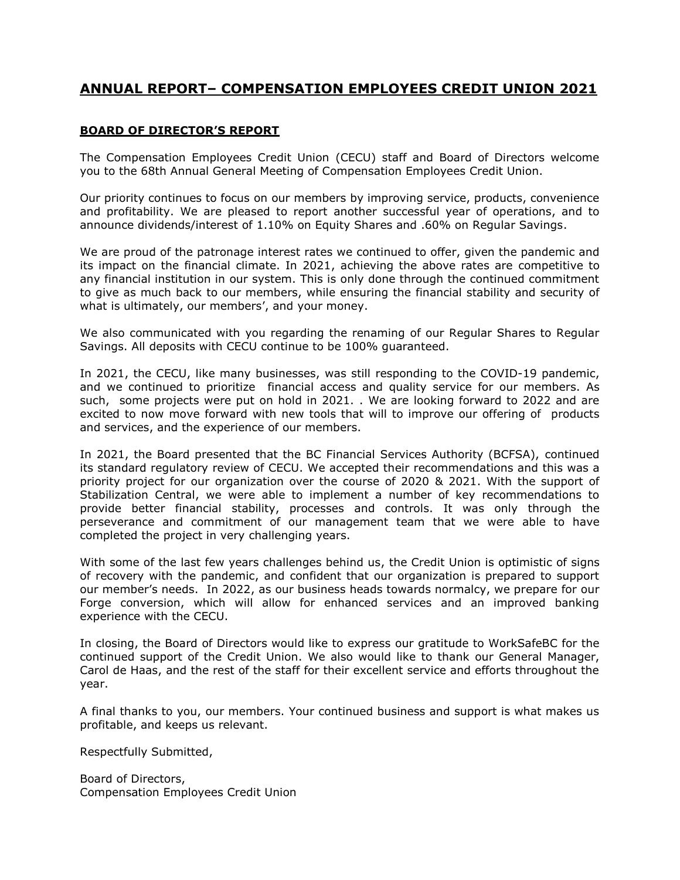# ANNUAL REPORT– COMPENSATION EMPLOYEES CREDIT UNION 2021

## BOARD OF DIRECTOR'S REPORT

The Compensation Employees Credit Union (CECU) staff and Board of Directors welcome you to the 68th Annual General Meeting of Compensation Employees Credit Union.

Our priority continues to focus on our members by improving service, products, convenience and profitability. We are pleased to report another successful year of operations, and to announce dividends/interest of 1.10% on Equity Shares and .60% on Regular Savings.

We are proud of the patronage interest rates we continued to offer, given the pandemic and its impact on the financial climate. In 2021, achieving the above rates are competitive to any financial institution in our system. This is only done through the continued commitment to give as much back to our members, while ensuring the financial stability and security of what is ultimately, our members', and your money.

We also communicated with you regarding the renaming of our Regular Shares to Regular Savings. All deposits with CECU continue to be 100% guaranteed.

In 2021, the CECU, like many businesses, was still responding to the COVID-19 pandemic, and we continued to prioritize financial access and quality service for our members. As such, some projects were put on hold in 2021. . We are looking forward to 2022 and are excited to now move forward with new tools that will to improve our offering of products and services, and the experience of our members.

In 2021, the Board presented that the BC Financial Services Authority (BCFSA), continued its standard regulatory review of CECU. We accepted their recommendations and this was a priority project for our organization over the course of 2020 & 2021. With the support of Stabilization Central, we were able to implement a number of key recommendations to provide better financial stability, processes and controls. It was only through the perseverance and commitment of our management team that we were able to have completed the project in very challenging years.

With some of the last few years challenges behind us, the Credit Union is optimistic of signs of recovery with the pandemic, and confident that our organization is prepared to support our member's needs. In 2022, as our business heads towards normalcy, we prepare for our Forge conversion, which will allow for enhanced services and an improved banking experience with the CECU.

In closing, the Board of Directors would like to express our gratitude to WorkSafeBC for the continued support of the Credit Union. We also would like to thank our General Manager, Carol de Haas, and the rest of the staff for their excellent service and efforts throughout the year.

A final thanks to you, our members. Your continued business and support is what makes us profitable, and keeps us relevant.

Respectfully Submitted,

Board of Directors,  
Compensation Employees Credit Union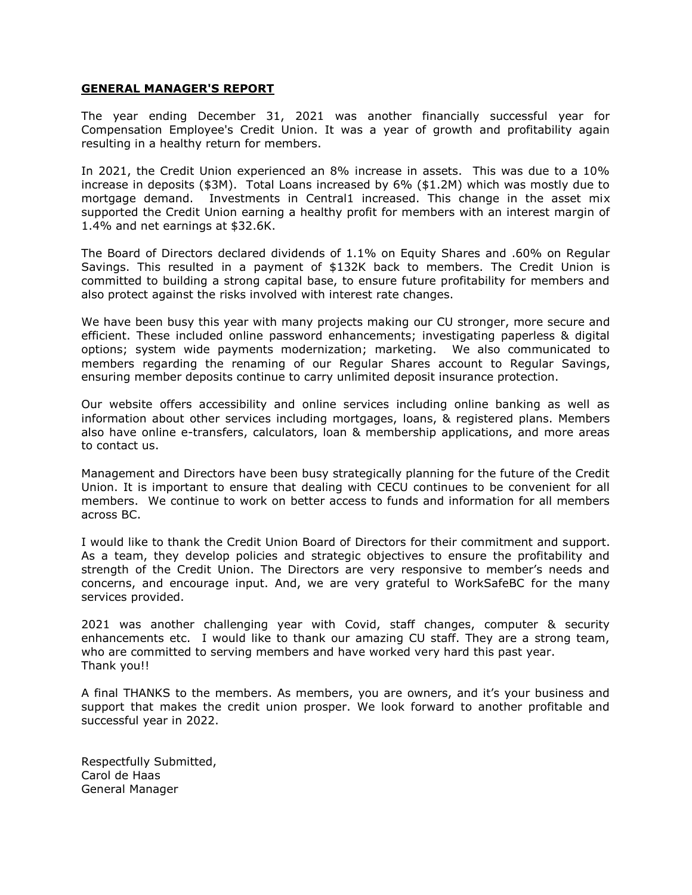## GENERAL MANAGER'S REPORT

The year ending December 31, 2021 was another financially successful year for Compensation Employee's Credit Union. It was a year of growth and profitability again resulting in a healthy return for members.

In 2021, the Credit Union experienced an 8% increase in assets. This was due to a 10% increase in deposits ($3M). Total Loans increased by 6% ($1.2M) which was mostly due to mortgage demand. Investments in Central1 increased. This change in the asset mix supported the Credit Union earning a healthy profit for members with an interest margin of 1.4% and net earnings at $32.6K.

The Board of Directors declared dividends of 1.1% on Equity Shares and .60% on Regular Savings. This resulted in a payment of $132K back to members. The Credit Union is committed to building a strong capital base, to ensure future profitability for members and also protect against the risks involved with interest rate changes.

We have been busy this year with many projects making our CU stronger, more secure and efficient. These included online password enhancements; investigating paperless & digital options; system wide payments modernization; marketing. We also communicated to members regarding the renaming of our Regular Shares account to Regular Savings, ensuring member deposits continue to carry unlimited deposit insurance protection.

Our website offers accessibility and online services including online banking as well as information about other services including mortgages, loans, & registered plans. Members also have online e-transfers, calculators, loan & membership applications, and more areas to contact us.

Management and Directors have been busy strategically planning for the future of the Credit Union. It is important to ensure that dealing with CECU continues to be convenient for all members. We continue to work on better access to funds and information for all members across BC.

I would like to thank the Credit Union Board of Directors for their commitment and support. As a team, they develop policies and strategic objectives to ensure the profitability and strength of the Credit Union. The Directors are very responsive to member's needs and concerns, and encourage input. And, we are very grateful to WorkSafeBC for the many services provided.

2021 was another challenging year with Covid, staff changes, computer & security enhancements etc. I would like to thank our amazing CU staff. They are a strong team, who are committed to serving members and have worked very hard this past year.
Thank you!!

A final THANKS to the members. As members, you are owners, and it's your business and support that makes the credit union prosper. We look forward to another profitable and successful year in 2022.

Respectfully Submitted,
Carol de Haas
General Manager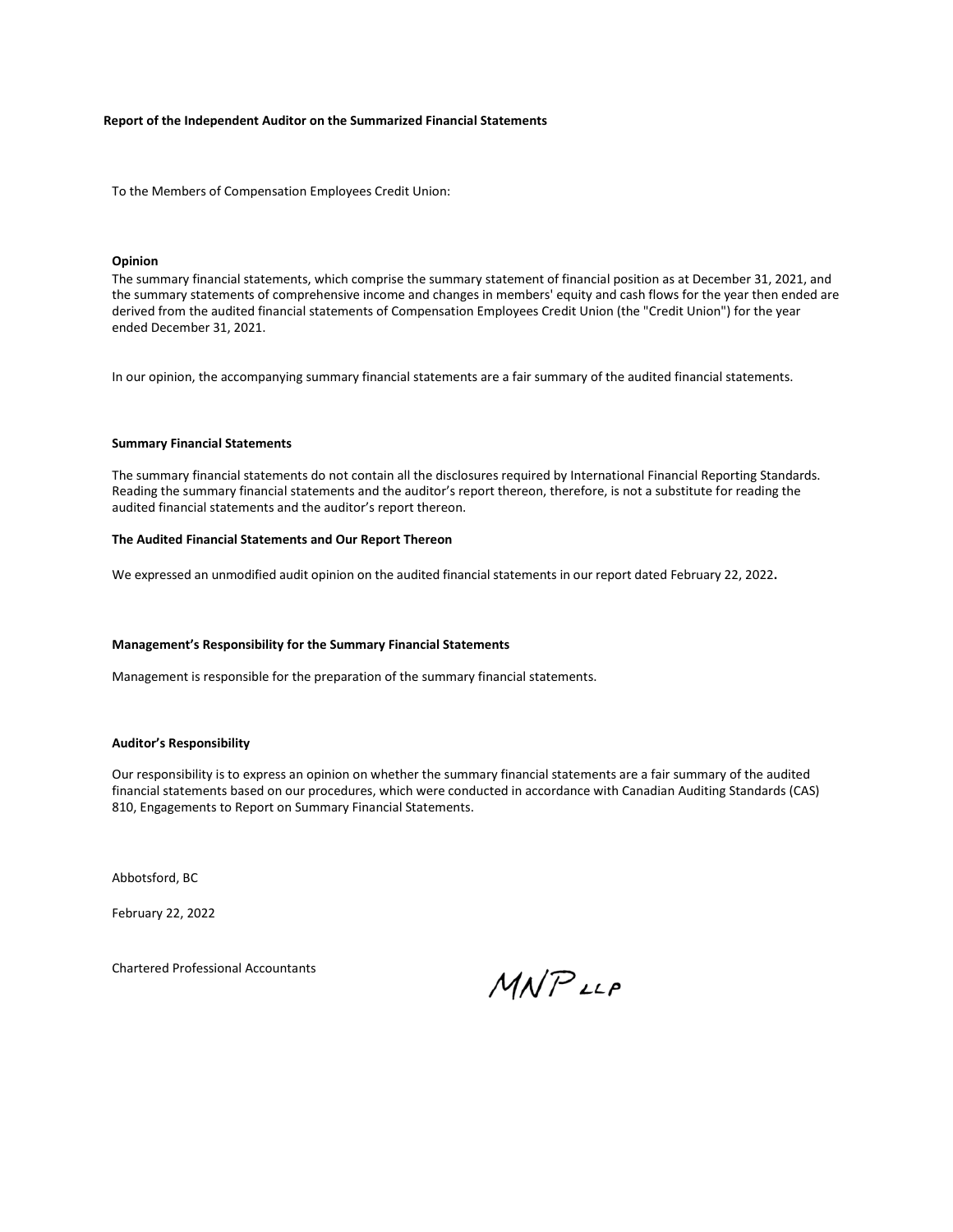**Report of the Independent Auditor on the Summarized Financial Statements**

To the Members of Compensation Employees Credit Union:

**Opinion**

The summary financial statements, which comprise the summary statement of financial position as at December 31, 2021, and the summary statements of comprehensive income and changes in members' equity and cash flows for the year then ended are derived from the audited financial statements of Compensation Employees Credit Union (the "Credit Union") for the year ended December 31, 2021.

In our opinion, the accompanying summary financial statements are a fair summary of the audited financial statements.

**Summary Financial Statements**

The summary financial statements do not contain all the disclosures required by International Financial Reporting Standards. Reading the summary financial statements and the auditor's report thereon, therefore, is not a substitute for reading the audited financial statements and the auditor's report thereon.

**The Audited Financial Statements and Our Report Thereon**

We expressed an unmodified audit opinion on the audited financial statements in our report dated February 22, 2022**.**

**Management's Responsibility for the Summary Financial Statements**

Management is responsible for the preparation of the summary financial statements.

**Auditor's Responsibility**

Our responsibility is to express an opinion on whether the summary financial statements are a fair summary of the audited financial statements based on our procedures, which were conducted in accordance with Canadian Auditing Standards (CAS) 810, Engagements to Report on Summary Financial Statements.

Abbotsford, BC

February 22, 2022

Chartered Professional Accountants

MNP LLP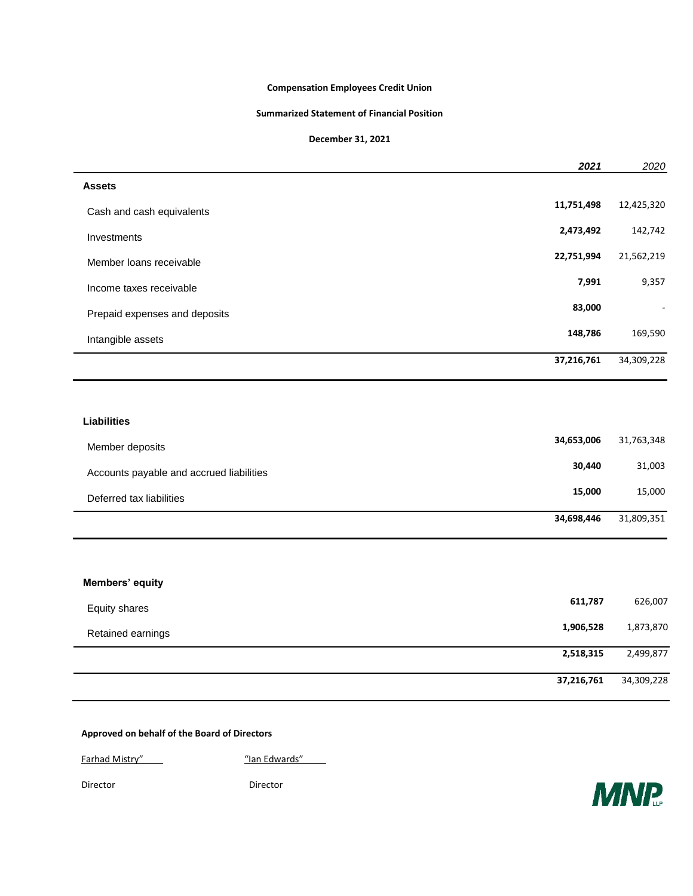**Compensation Employees Credit Union**

**Summarized Statement of Financial Position**

**December 31, 2021**

| | ***2021*** | *2020* |
|---|---|---|
| **Assets** | | |
| Cash and cash equivalents | **11,751,498** | 12,425,320 |
| Investments | **2,473,492** | 142,742 |
| Member loans receivable | **22,751,994** | 21,562,219 |
| Income taxes receivable | **7,991** | 9,357 |
| Prepaid expenses and deposits | **83,000** | - |
| Intangible assets | **148,786** | 169,590 |
| | **37,216,761** | 34,309,228 |
| **Liabilities** | | |
| Member deposits | **34,653,006** | 31,763,348 |
| Accounts payable and accrued liabilities | **30,440** | 31,003 |
| Deferred tax liabilities | **15,000** | 15,000 |
| | **34,698,446** | 31,809,351 |
| **Members' equity** | | |
| Equity shares | **611,787** | 626,007 |
| Retained earnings | **1,906,528** | 1,873,870 |
| | **2,518,315** | 2,499,877 |
| | **37,216,761** | 34,309,228 |

**Approved on behalf of the Board of Directors**

Farhad Mistry" — Director

"Ian Edwards" — Director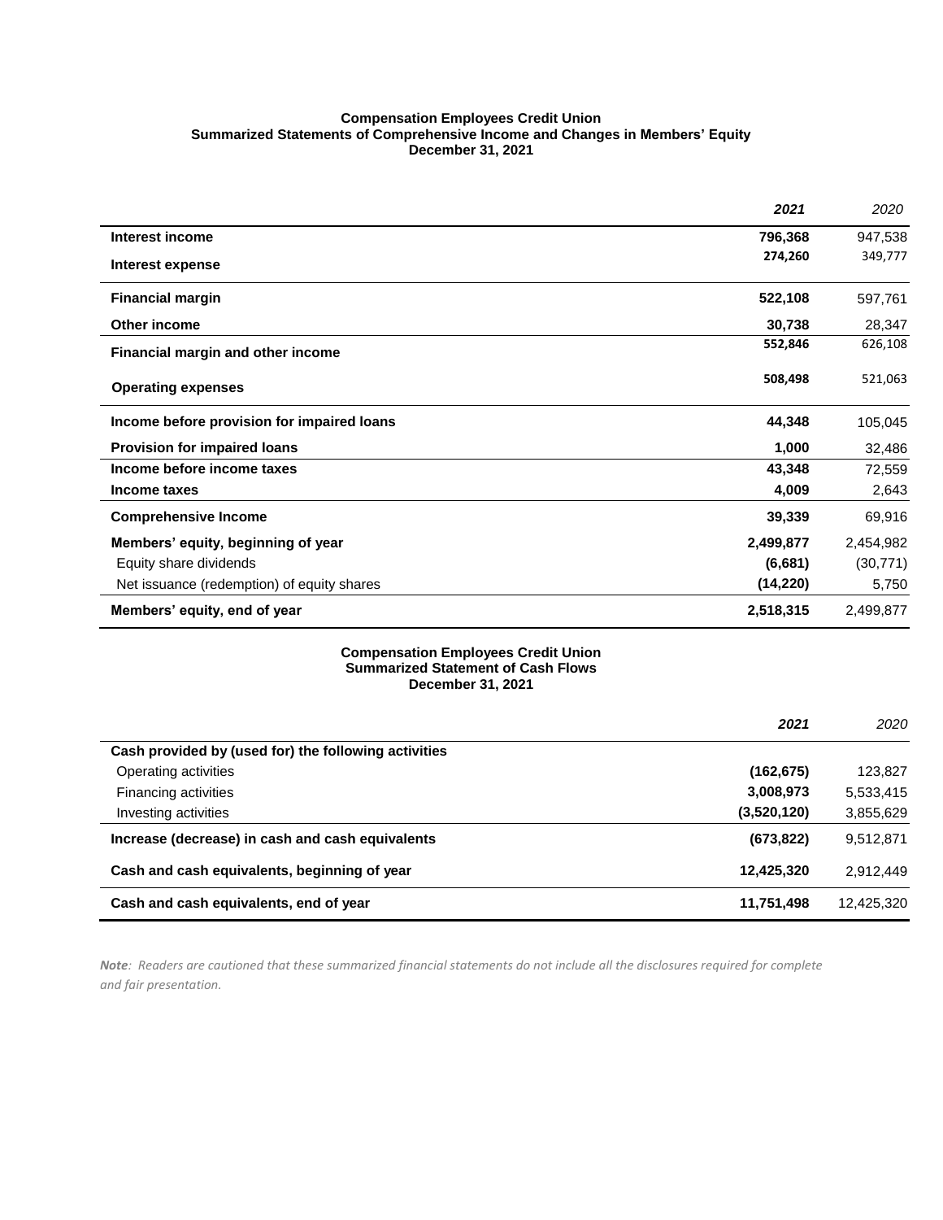**Compensation Employees Credit Union**
**Summarized Statements of Comprehensive Income and Changes in Members' Equity**
**December 31, 2021**

| | ***2021*** | *2020* |
|---|---|---|
| **Interest income** | **796,368** | 947,538 |
| **Interest expense** | **274,260** | 349,777 |
| **Financial margin** | **522,108** | 597,761 |
| **Other income** | **30,738** | 28,347 |
| **Financial margin and other income** | **552,846** | 626,108 |
| **Operating expenses** | **508,498** | 521,063 |
| **Income before provision for impaired loans** | **44,348** | 105,045 |
| **Provision for impaired loans** | **1,000** | 32,486 |
| **Income before income taxes** | **43,348** | 72,559 |
| **Income taxes** | **4,009** | 2,643 |
| **Comprehensive Income** | **39,339** | 69,916 |
| **Members' equity, beginning of year** | **2,499,877** | 2,454,982 |
| Equity share dividends | **(6,681)** | (30,771) |
| Net issuance (redemption) of equity shares | **(14,220)** | 5,750 |
| **Members' equity, end of year** | **2,518,315** | 2,499,877 |

**Compensation Employees Credit Union**
**Summarized Statement of Cash Flows**
**December 31, 2021**

| | ***2021*** | *2020* |
|---|---|---|
| **Cash provided by (used for) the following activities** | | |
| Operating activities | **(162,675)** | 123,827 |
| Financing activities | **3,008,973** | 5,533,415 |
| Investing activities | **(3,520,120)** | 3,855,629 |
| **Increase (decrease) in cash and cash equivalents** | **(673,822)** | 9,512,871 |
| **Cash and cash equivalents, beginning of year** | **12,425,320** | 2,912,449 |
| **Cash and cash equivalents, end of year** | **11,751,498** | 12,425,320 |

***Note**: Readers are cautioned that these summarized financial statements do not include all the disclosures required for complete and fair presentation.*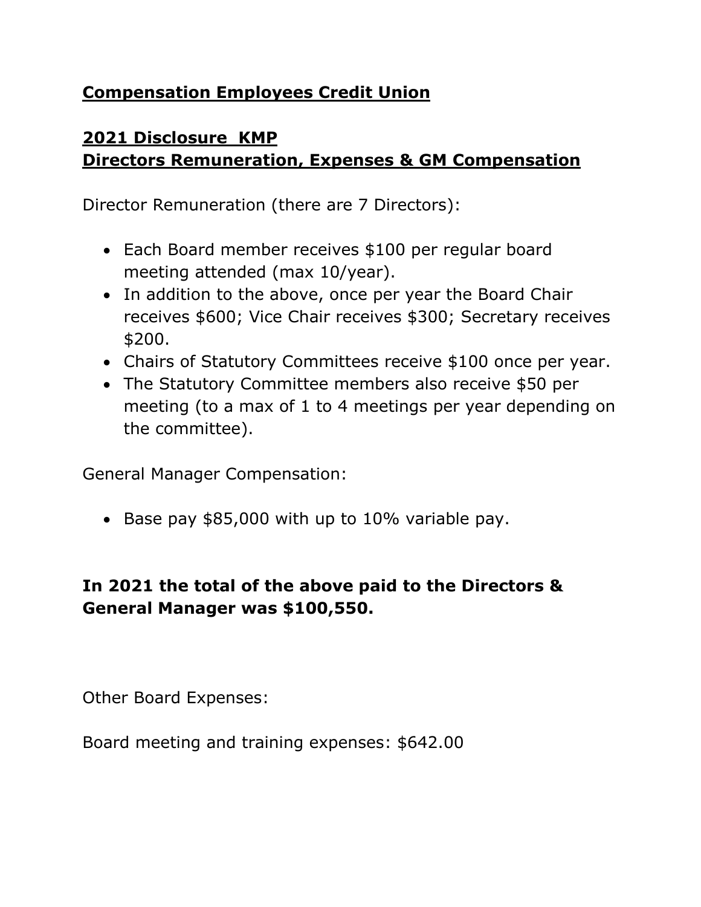## Compensation Employees Credit Union

## 2021 Disclosure KMP
## Directors Remuneration, Expenses & GM Compensation

Director Remuneration (there are 7 Directors):

- Each Board member receives $100 per regular board meeting attended (max 10/year).
- In addition to the above, once per year the Board Chair receives $600; Vice Chair receives $300; Secretary receives $200.
- Chairs of Statutory Committees receive $100 once per year.
- The Statutory Committee members also receive $50 per meeting (to a max of 1 to 4 meetings per year depending on the committee).

General Manager Compensation:

- Base pay $85,000 with up to 10% variable pay.

**In 2021 the total of the above paid to the Directors & General Manager was $100,550.**

Other Board Expenses:

Board meeting and training expenses: $642.00